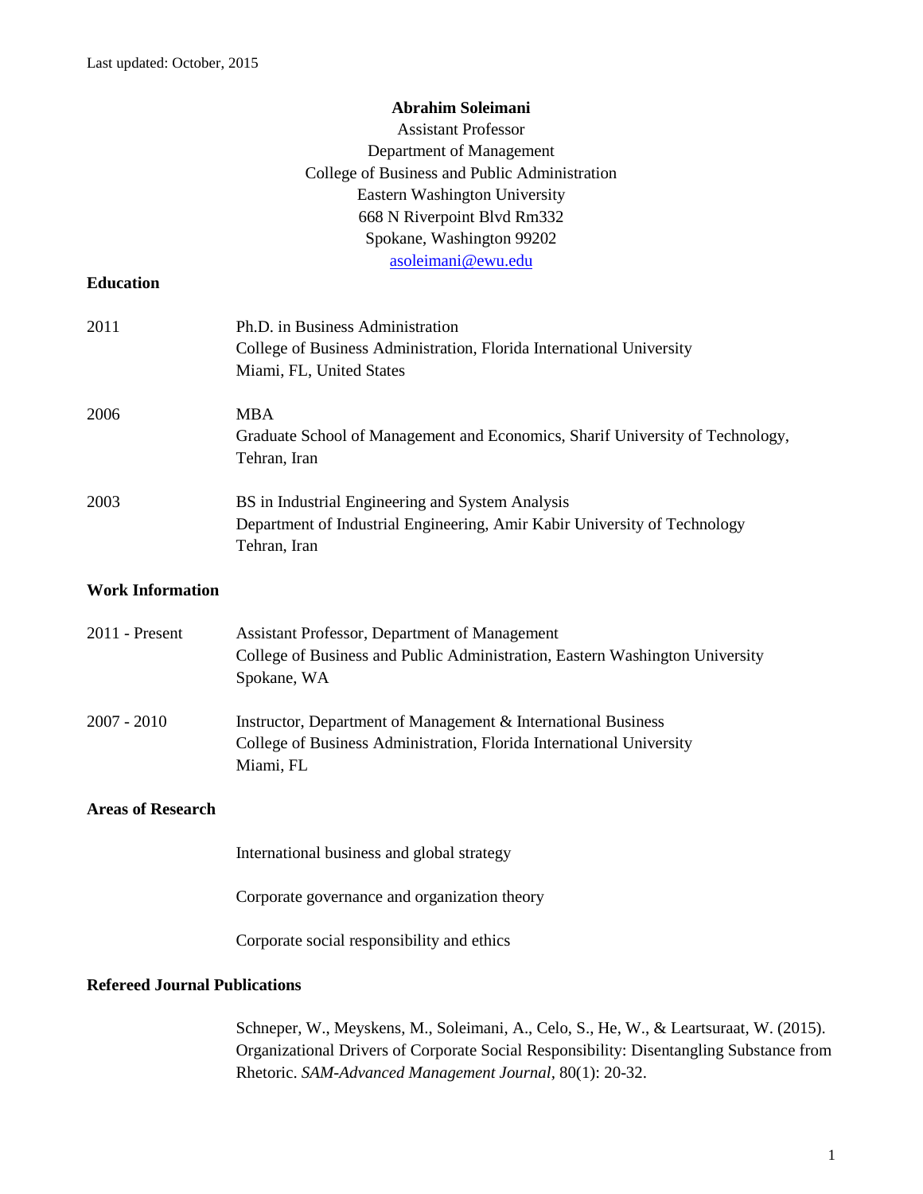Last updated: October, 2015

**Abrahim Soleimani**
Assistant Professor
Department of Management
College of Business and Public Administration
Eastern Washington University
668 N Riverpoint Blvd Rm332
Spokane, Washington 99202
asoleimani@ewu.edu

## Education

2011 — Ph.D. in Business Administration
College of Business Administration, Florida International University
Miami, FL, United States

2006 — MBA
Graduate School of Management and Economics, Sharif University of Technology,
Tehran, Iran

2003 — BS in Industrial Engineering and System Analysis
Department of Industrial Engineering, Amir Kabir University of Technology
Tehran, Iran

## Work Information

2011 - Present — Assistant Professor, Department of Management
College of Business and Public Administration, Eastern Washington University
Spokane, WA

2007 - 2010 — Instructor, Department of Management & International Business
College of Business Administration, Florida International University
Miami, FL

## Areas of Research

International business and global strategy

Corporate governance and organization theory

Corporate social responsibility and ethics

## Refereed Journal Publications

Schneper, W., Meyskens, M., Soleimani, A., Celo, S., He, W., & Leartsuraat, W. (2015). Organizational Drivers of Corporate Social Responsibility: Disentangling Substance from Rhetoric. *SAM-Advanced Management Journal*, 80(1): 20-32.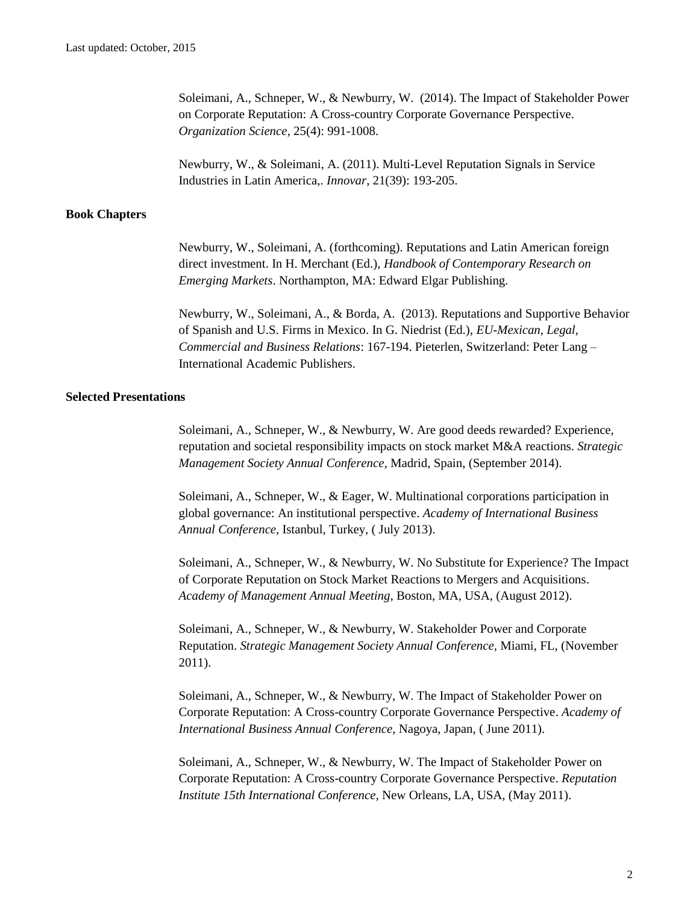Soleimani, A., Schneper, W., & Newburry, W.  (2014). The Impact of Stakeholder Power on Corporate Reputation: A Cross-country Corporate Governance Perspective. *Organization Science*, 25(4): 991-1008.

Newburry, W., & Soleimani, A. (2011). Multi-Level Reputation Signals in Service Industries in Latin America,. *Innovar*, 21(39): 193-205.

### Book Chapters

Newburry, W., Soleimani, A. (forthcoming). Reputations and Latin American foreign direct investment. In H. Merchant (Ed.), *Handbook of Contemporary Research on Emerging Markets*. Northampton, MA: Edward Elgar Publishing.

Newburry, W., Soleimani, A., & Borda, A.  (2013). Reputations and Supportive Behavior of Spanish and U.S. Firms in Mexico. In G. Niedrist (Ed.), *EU-Mexican, Legal, Commercial and Business Relations*: 167-194. Pieterlen, Switzerland: Peter Lang – International Academic Publishers.

### Selected Presentations

Soleimani, A., Schneper, W., & Newburry, W. Are good deeds rewarded? Experience, reputation and societal responsibility impacts on stock market M&A reactions. *Strategic Management Society Annual Conference,* Madrid, Spain, (September 2014).

Soleimani, A., Schneper, W., & Eager, W. Multinational corporations participation in global governance: An institutional perspective. *Academy of International Business Annual Conference,* Istanbul, Turkey, ( July 2013).

Soleimani, A., Schneper, W., & Newburry, W. No Substitute for Experience? The Impact of Corporate Reputation on Stock Market Reactions to Mergers and Acquisitions. *Academy of Management Annual Meeting,* Boston, MA, USA, (August 2012).

Soleimani, A., Schneper, W., & Newburry, W. Stakeholder Power and Corporate Reputation. *Strategic Management Society Annual Conference,* Miami, FL, (November 2011).

Soleimani, A., Schneper, W., & Newburry, W. The Impact of Stakeholder Power on Corporate Reputation: A Cross-country Corporate Governance Perspective. *Academy of International Business Annual Conference,* Nagoya, Japan, ( June 2011).

Soleimani, A., Schneper, W., & Newburry, W. The Impact of Stakeholder Power on Corporate Reputation: A Cross-country Corporate Governance Perspective. *Reputation Institute 15th International Conference,* New Orleans, LA, USA, (May 2011).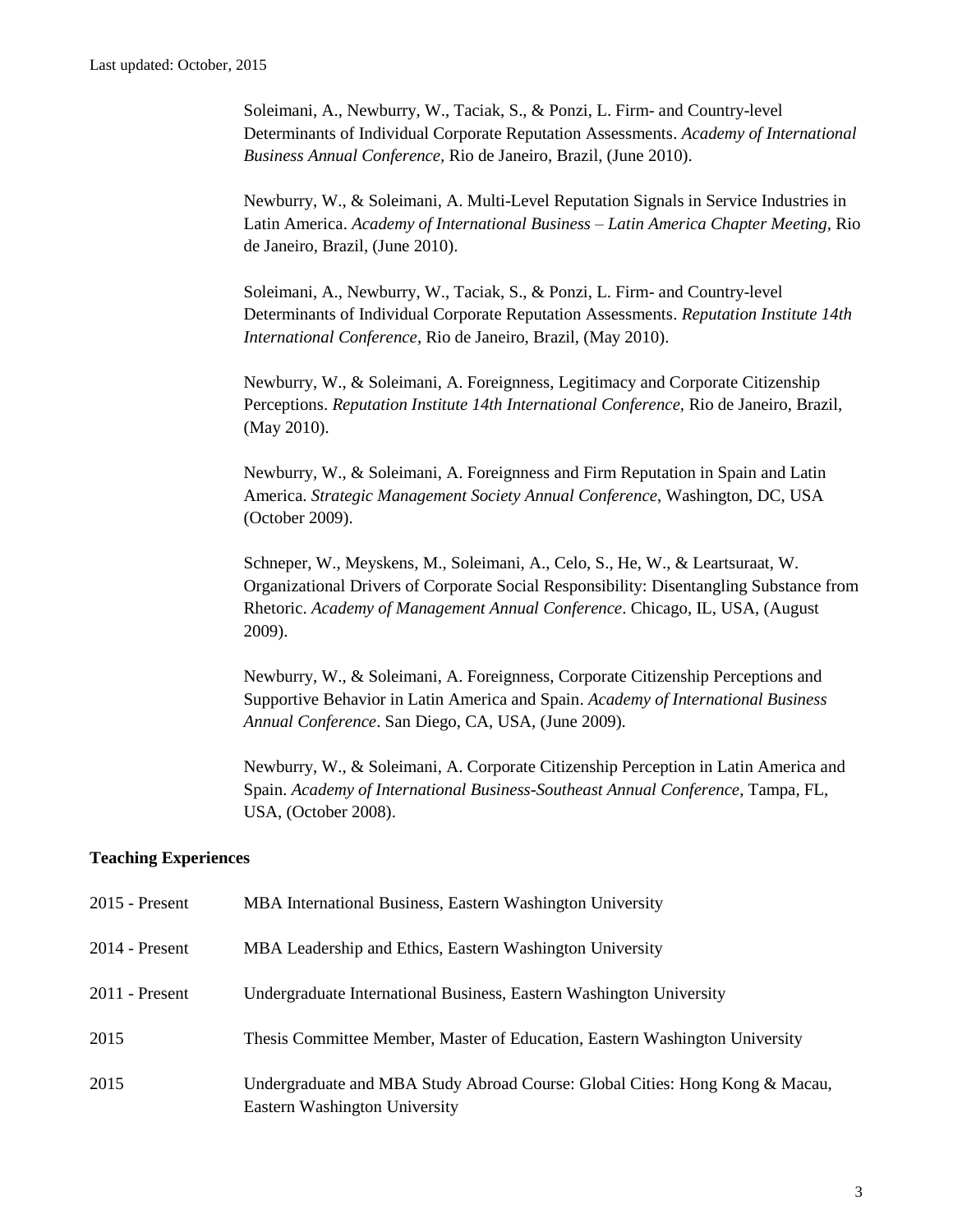Soleimani, A., Newburry, W., Taciak, S., & Ponzi, L. Firm- and Country-level Determinants of Individual Corporate Reputation Assessments. *Academy of International Business Annual Conference*, Rio de Janeiro, Brazil, (June 2010).

Newburry, W., & Soleimani, A. Multi-Level Reputation Signals in Service Industries in Latin America. *Academy of International Business – Latin America Chapter Meeting*, Rio de Janeiro, Brazil, (June 2010).

Soleimani, A., Newburry, W., Taciak, S., & Ponzi, L. Firm- and Country-level Determinants of Individual Corporate Reputation Assessments. *Reputation Institute 14th International Conference*, Rio de Janeiro, Brazil, (May 2010).

Newburry, W., & Soleimani, A. Foreignness, Legitimacy and Corporate Citizenship Perceptions. *Reputation Institute 14th International Conference*, Rio de Janeiro, Brazil, (May 2010).

Newburry, W., & Soleimani, A. Foreignness and Firm Reputation in Spain and Latin America. *Strategic Management Society Annual Conference*, Washington, DC, USA (October 2009).

Schneper, W., Meyskens, M., Soleimani, A., Celo, S., He, W., & Leartsuraat, W. Organizational Drivers of Corporate Social Responsibility: Disentangling Substance from Rhetoric. *Academy of Management Annual Conference*. Chicago, IL, USA, (August 2009).

Newburry, W., & Soleimani, A. Foreignness, Corporate Citizenship Perceptions and Supportive Behavior in Latin America and Spain. *Academy of International Business Annual Conference*. San Diego, CA, USA, (June 2009).

Newburry, W., & Soleimani, A. Corporate Citizenship Perception in Latin America and Spain. *Academy of International Business-Southeast Annual Conference*, Tampa, FL, USA, (October 2008).

**Teaching Experiences**

2015 - Present MBA International Business, Eastern Washington University

2014 - Present MBA Leadership and Ethics, Eastern Washington University

2011 - Present Undergraduate International Business, Eastern Washington University

2015 Thesis Committee Member, Master of Education, Eastern Washington University

2015 Undergraduate and MBA Study Abroad Course: Global Cities: Hong Kong & Macau, Eastern Washington University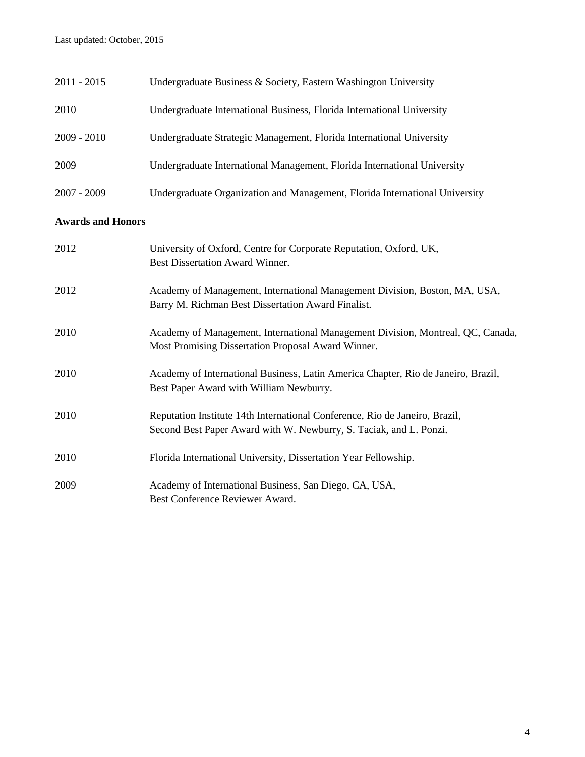| | |
|---|---|
| 2011 - 2015 | Undergraduate Business & Society, Eastern Washington University |
| 2010 | Undergraduate International Business, Florida International University |
| 2009 - 2010 | Undergraduate Strategic Management, Florida International University |
| 2009 | Undergraduate International Management, Florida International University |
| 2007 - 2009 | Undergraduate Organization and Management, Florida International University |

**Awards and Honors**

| | |
|---|---|
| 2012 | University of Oxford, Centre for Corporate Reputation, Oxford, UK, Best Dissertation Award Winner. |
| 2012 | Academy of Management, International Management Division, Boston, MA, USA, Barry M. Richman Best Dissertation Award Finalist. |
| 2010 | Academy of Management, International Management Division, Montreal, QC, Canada, Most Promising Dissertation Proposal Award Winner. |
| 2010 | Academy of International Business, Latin America Chapter, Rio de Janeiro, Brazil, Best Paper Award with William Newburry. |
| 2010 | Reputation Institute 14th International Conference, Rio de Janeiro, Brazil, Second Best Paper Award with W. Newburry, S. Taciak, and L. Ponzi. |
| 2010 | Florida International University, Dissertation Year Fellowship. |
| 2009 | Academy of International Business, San Diego, CA, USA, Best Conference Reviewer Award. |